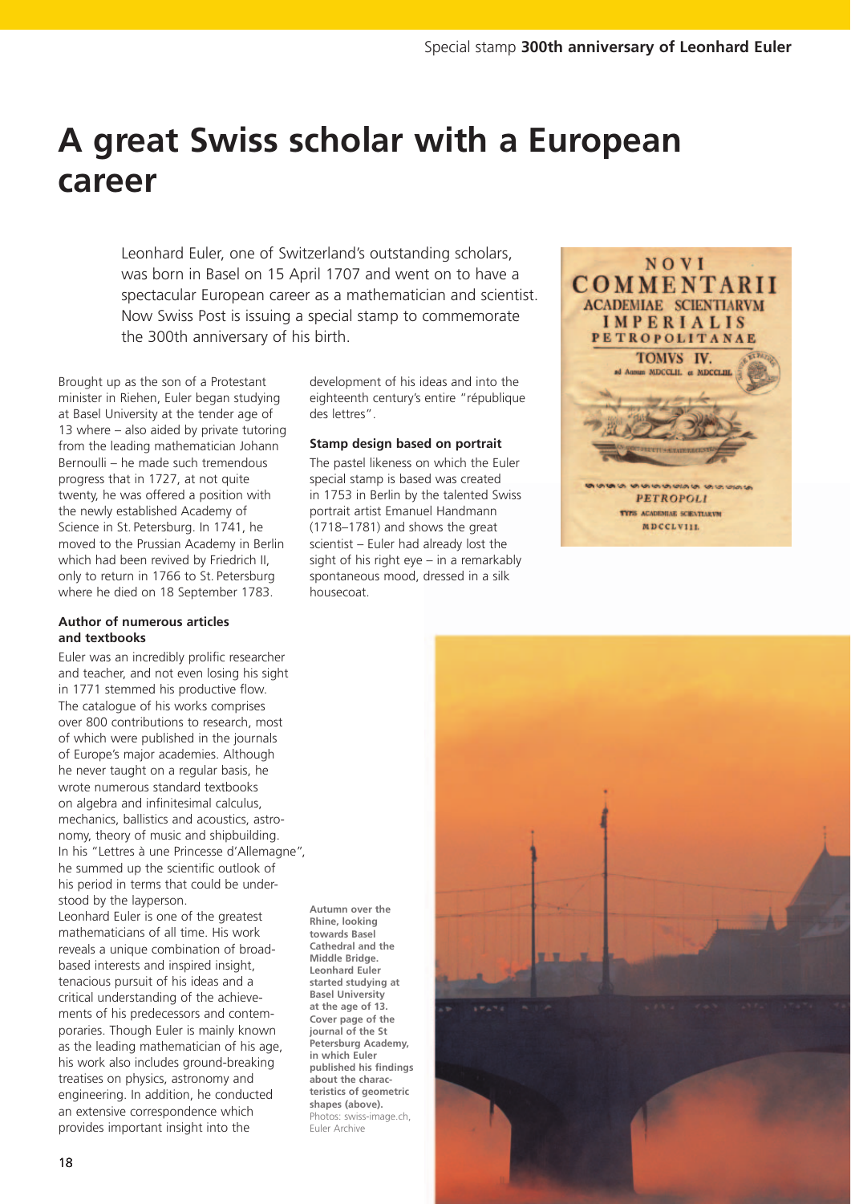# A great Swiss scholar with a European career

Leonhard Euler, one of Switzerland's outstanding scholars, was born in Basel on 15 April 1707 and went on to have a spectacular European career as a mathematician and scientist. Now Swiss Post is issuing a special stamp to commemorate the 300th anniversary of his birth.

Brought up as the son of a Protestant minister in Riehen, Euler began studying at Basel University at the tender age of 13 where – also aided by private tutoring from the leading mathematician Johann Bernoulli – he made such tremendous progress that in 1727, at not quite twenty, he was offered a position with the newly established Academy of Science in St. Petersburg. In 1741, he moved to the Prussian Academy in Berlin which had been revived by Friedrich II, only to return in 1766 to St. Petersburg where he died on 18 September 1783.

### Author of numerous articles and textbooks

Euler was an incredibly prolific researcher and teacher, and not even losing his sight in 1771 stemmed his productive flow. The catalogue of his works comprises over 800 contributions to research, most of which were published in the journals of Europe's major academies. Although he never taught on a regular basis, he wrote numerous standard textbooks on algebra and infinitesimal calculus, mechanics, ballistics and acoustics, astronomy, theory of music and shipbuilding. In his "Lettres à une Princesse d'Allemagne", he summed up the scientific outlook of his period in terms that could be understood by the layperson.

Leonhard Euler is one of the greatest mathematicians of all time. His work reveals a unique combination of broad-based interests and inspired insight, tenacious pursuit of his ideas and a critical understanding of the achievements of his predecessors and contemporaries. Though Euler is mainly known as the leading mathematician of his age, his work also includes ground-breaking treatises on physics, astronomy and engineering. In addition, he conducted an extensive correspondence which provides important insight into the development of his ideas and into the eighteenth century's entire "république des lettres".

### Stamp design based on portrait

The pastel likeness on which the Euler special stamp is based was created in 1753 in Berlin by the talented Swiss portrait artist Emanuel Handmann (1718–1781) and shows the great scientist – Euler had already lost the sight of his right eye – in a remarkably spontaneous mood, dressed in a silk housecoat.

NOVI COMMENTARII ACADEMIAE SCIENTIARVM IMPERIALIS PETROPOLITANAE TOMVS IV. ad Annum MDCCLII. et MDCCLIII. PETROPOLI TYPIS ACADEMIAE SCIENTIARVM MDCCLVIII.

**Autumn over the Rhine, looking towards Basel Cathedral and the Middle Bridge. Leonhard Euler started studying at Basel University at the age of 13. Cover page of the journal of the St Petersburg Academy, in which Euler published his findings about the characteristics of geometric shapes (above).**
Photos: swiss-image.ch, Euler Archive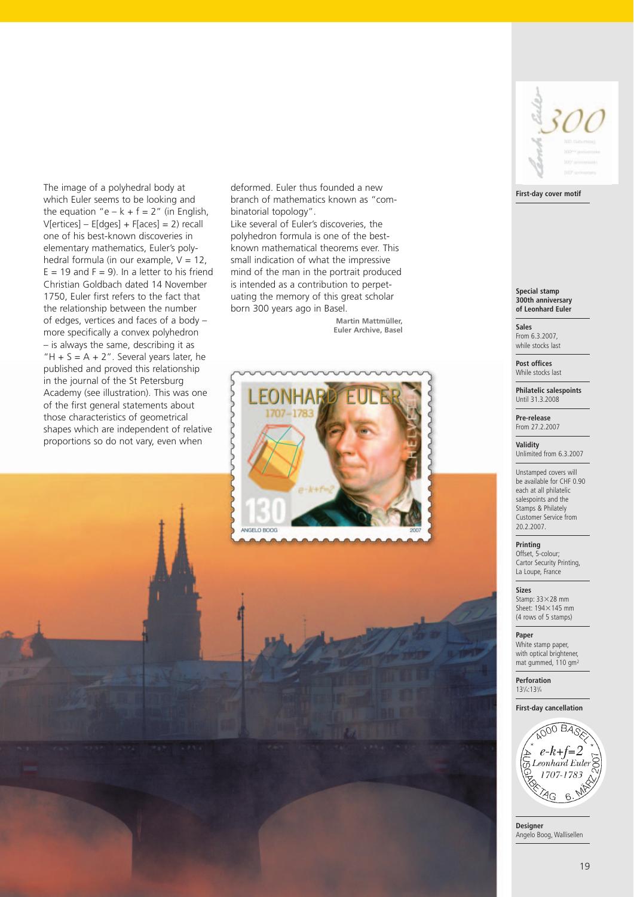The image of a polyhedral body at which Euler seems to be looking and the equation "e – k + f = 2" (in English, V[ertices] – E[dges] + F[aces] = 2) recall one of his best-known discoveries in elementary mathematics, Euler's polyhedral formula (in our example, V = 12, E = 19 and F = 9). In a letter to his friend Christian Goldbach dated 14 November 1750, Euler first refers to the fact that the relationship between the number of edges, vertices and faces of a body – more specifically a convex polyhedron – is always the same, describing it as "H + S = A + 2". Several years later, he published and proved this relationship in the journal of the St Petersburg Academy (see illustration). This was one of the first general statements about those characteristics of geometrical shapes which are independent of relative proportions so do not vary, even when deformed. Euler thus founded a new branch of mathematics known as "combinatorial topology".

Like several of Euler's discoveries, the polyhedron formula is one of the best-known mathematical theorems ever. This small indication of what the impressive mind of the man in the portrait produced is intended as a contribution to perpetuating the memory of this great scholar born 300 years ago in Basel.

**Martin Mattmüller, Euler Archive, Basel**

**First-day cover motif**

**Special stamp 300th anniversary of Leonhard Euler**

**Sales**
From 6.3.2007, while stocks last

**Post offices**
While stocks last

**Philatelic salespoints**
Until 31.3.2008

**Pre-release**
From 27.2.2007

**Validity**
Unlimited from 6.3.2007

Unstamped covers will be available for CHF 0.90 each at all philatelic salespoints and the Stamps & Philately Customer Service from 20.2.2007.

**Printing**
Offset, 5-colour; Cartor Security Printing, La Loupe, France

**Sizes**
Stamp: 33×28 mm
Sheet: 194×145 mm (4 rows of 5 stamps)

**Paper**
White stamp paper, with optical brightener, mat gummed, 110 gm²

**Perforation**
13¼:13¾

**First-day cancellation**

**Designer**
Angelo Boog, Wallisellen